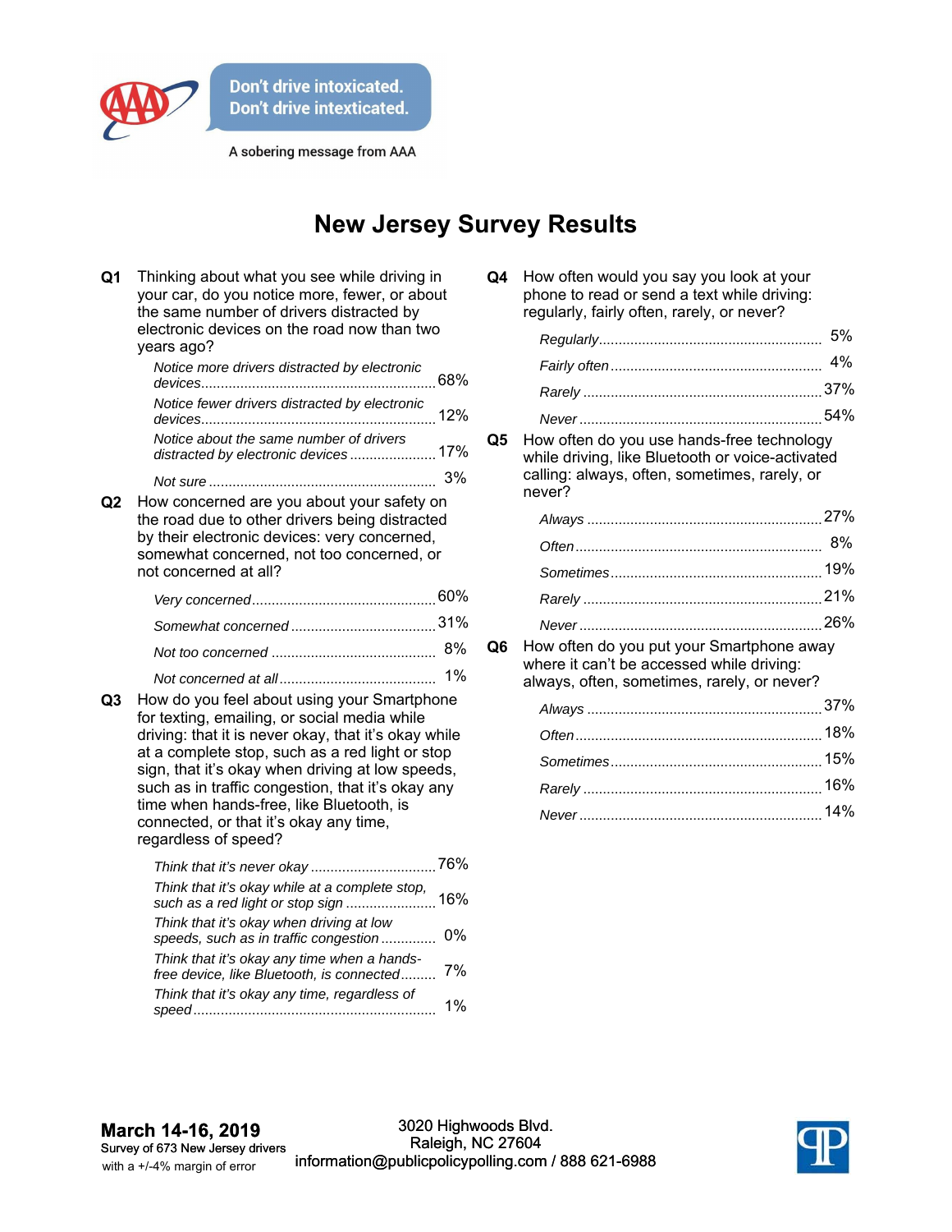Don't drive intoxicated.
Don't drive intexticated.

A sobering message from AAA

# New Jersey Survey Results

**Q1** Thinking about what you see while driving in your car, do you notice more, fewer, or about the same number of drivers distracted by electronic devices on the road now than two years ago?

| | |
|---|---|
| *Notice more drivers distracted by electronic devices* | 68% |
| *Notice fewer drivers distracted by electronic devices* | 12% |
| *Notice about the same number of drivers distracted by electronic devices* | 17% |
| *Not sure* | 3% |

**Q2** How concerned are you about your safety on the road due to other drivers being distracted by their electronic devices: very concerned, somewhat concerned, not too concerned, or not concerned at all?

| | |
|---|---|
| *Very concerned* | 60% |
| *Somewhat concerned* | 31% |
| *Not too concerned* | 8% |
| *Not concerned at all* | 1% |

**Q3** How do you feel about using your Smartphone for texting, emailing, or social media while driving: that it is never okay, that it's okay while at a complete stop, such as a red light or stop sign, that it's okay when driving at low speeds, such as in traffic congestion, that it's okay any time when hands-free, like Bluetooth, is connected, or that it's okay any time, regardless of speed?

| | |
|---|---|
| *Think that it's never okay* | 76% |
| *Think that it's okay while at a complete stop, such as a red light or stop sign* | 16% |
| *Think that it's okay when driving at low speeds, such as in traffic congestion* | 0% |
| *Think that it's okay any time when a hands-free device, like Bluetooth, is connected* | 7% |
| *Think that it's okay any time, regardless of speed* | 1% |

**Q4** How often would you say you look at your phone to read or send a text while driving: regularly, fairly often, rarely, or never?

| | |
|---|---|
| *Regularly* | 5% |
| *Fairly often* | 4% |
| *Rarely* | 37% |
| *Never* | 54% |

**Q5** How often do you use hands-free technology while driving, like Bluetooth or voice-activated calling: always, often, sometimes, rarely, or never?

| | |
|---|---|
| *Always* | 27% |
| *Often* | 8% |
| *Sometimes* | 19% |
| *Rarely* | 21% |
| *Never* | 26% |

**Q6** How often do you put your Smartphone away where it can't be accessed while driving: always, often, sometimes, rarely, or never?

| | |
|---|---|
| *Always* | 37% |
| *Often* | 18% |
| *Sometimes* | 15% |
| *Rarely* | 16% |
| *Never* | 14% |

**March 14-16, 2019**
Survey of 673 New Jersey drivers
with a +/-4% margin of error

3020 Highwoods Blvd.
Raleigh, NC 27604
information@publicpolicypolling.com / 888 621-6988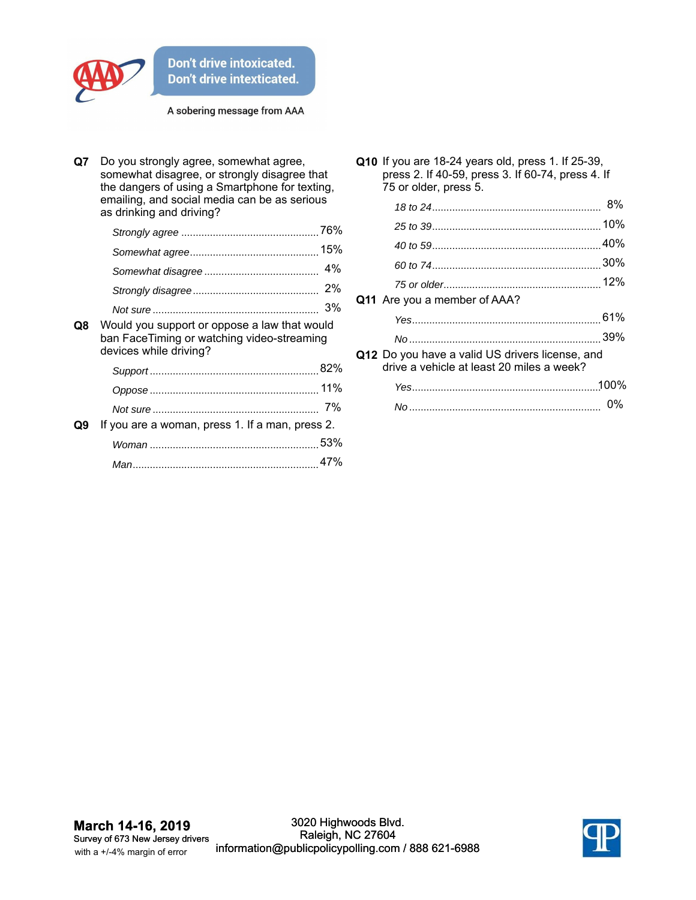Don't drive intoxicated.
Don't drive intexticated.

A sobering message from AAA

**Q7** Do you strongly agree, somewhat agree, somewhat disagree, or strongly disagree that the dangers of using a Smartphone for texting, emailing, and social media can be as serious as drinking and driving?

| | |
|---|---|
| *Strongly agree* | 76% |
| *Somewhat agree* | 15% |
| *Somewhat disagree* | 4% |
| *Strongly disagree* | 2% |
| *Not sure* | 3% |

**Q8** Would you support or oppose a law that would ban FaceTiming or watching video-streaming devices while driving?

| | |
|---|---|
| *Support* | 82% |
| *Oppose* | 11% |
| *Not sure* | 7% |

**Q9** If you are a woman, press 1. If a man, press 2.

| | |
|---|---|
| *Woman* | 53% |
| *Man* | 47% |

**Q10** If you are 18-24 years old, press 1. If 25-39, press 2. If 40-59, press 3. If 60-74, press 4. If 75 or older, press 5.

| | |
|---|---|
| *18 to 24* | 8% |
| *25 to 39* | 10% |
| *40 to 59* | 40% |
| *60 to 74* | 30% |
| *75 or older* | 12% |

**Q11** Are you a member of AAA?

| | |
|---|---|
| *Yes* | 61% |
| *No* | 39% |

**Q12** Do you have a valid US drivers license, and drive a vehicle at least 20 miles a week?

| | |
|---|---|
| *Yes* | 100% |
| *No* | 0% |

**March 14-16, 2019**
Survey of 673 New Jersey drivers
with a +/-4% margin of error

3020 Highwoods Blvd.
Raleigh, NC 27604
information@publicpolicypolling.com / 888 621-6988